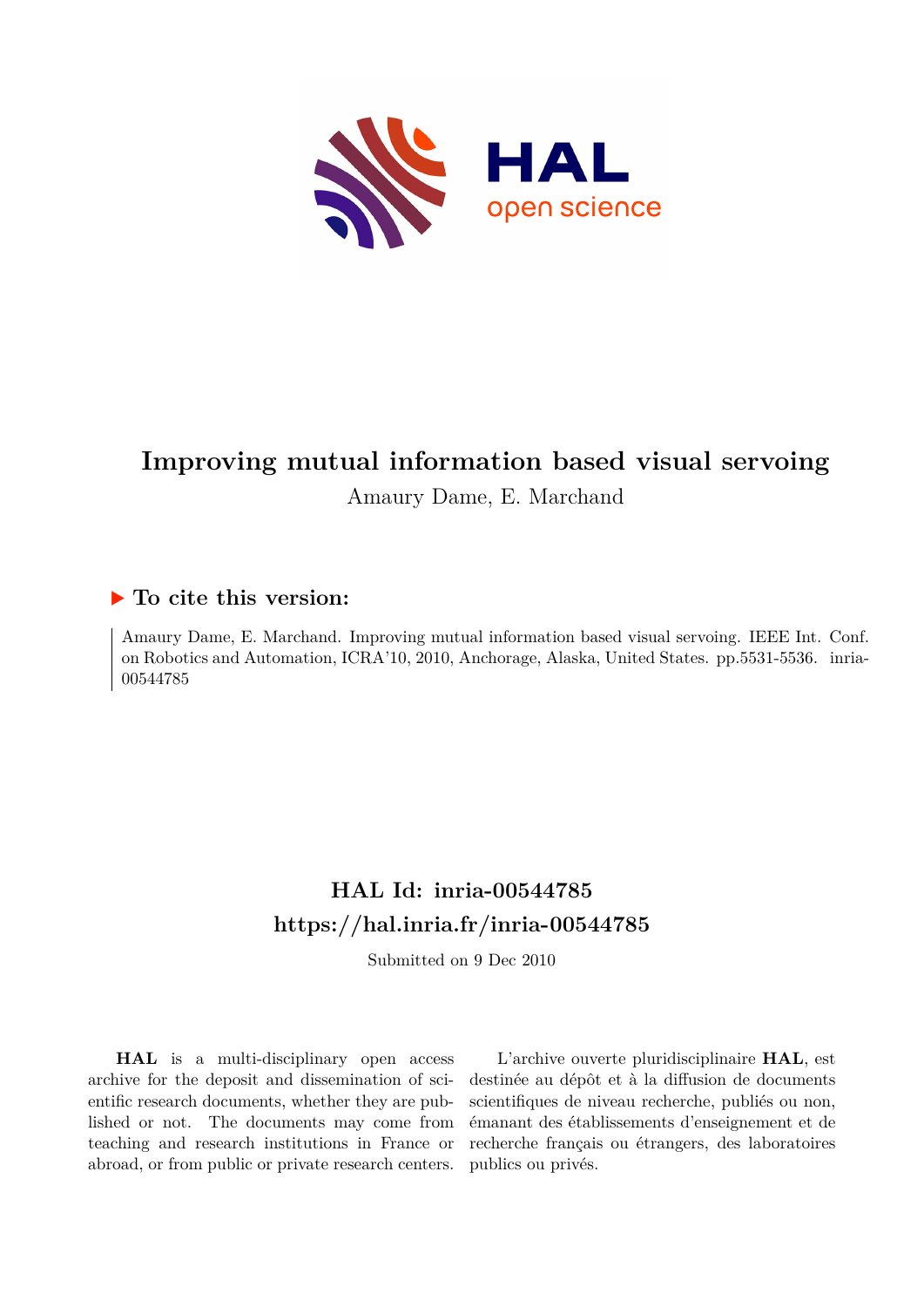# Improving mutual information based visual servoing

Amaury Dame, E. Marchand

### ▶ To cite this version:

Amaury Dame, E. Marchand. Improving mutual information based visual servoing. IEEE Int. Conf. on Robotics and Automation, ICRA'10, 2010, Anchorage, Alaska, United States. pp.5531-5536. inria-00544785

## HAL Id: inria-00544785
## https://hal.inria.fr/inria-00544785

Submitted on 9 Dec 2010

**HAL** is a multi-disciplinary open access archive for the deposit and dissemination of scientific research documents, whether they are published or not. The documents may come from teaching and research institutions in France or abroad, or from public or private research centers.

L'archive ouverte pluridisciplinaire **HAL**, est destinée au dépôt et à la diffusion de documents scientifiques de niveau recherche, publiés ou non, émanant des établissements d'enseignement et de recherche français ou étrangers, des laboratoires publics ou privés.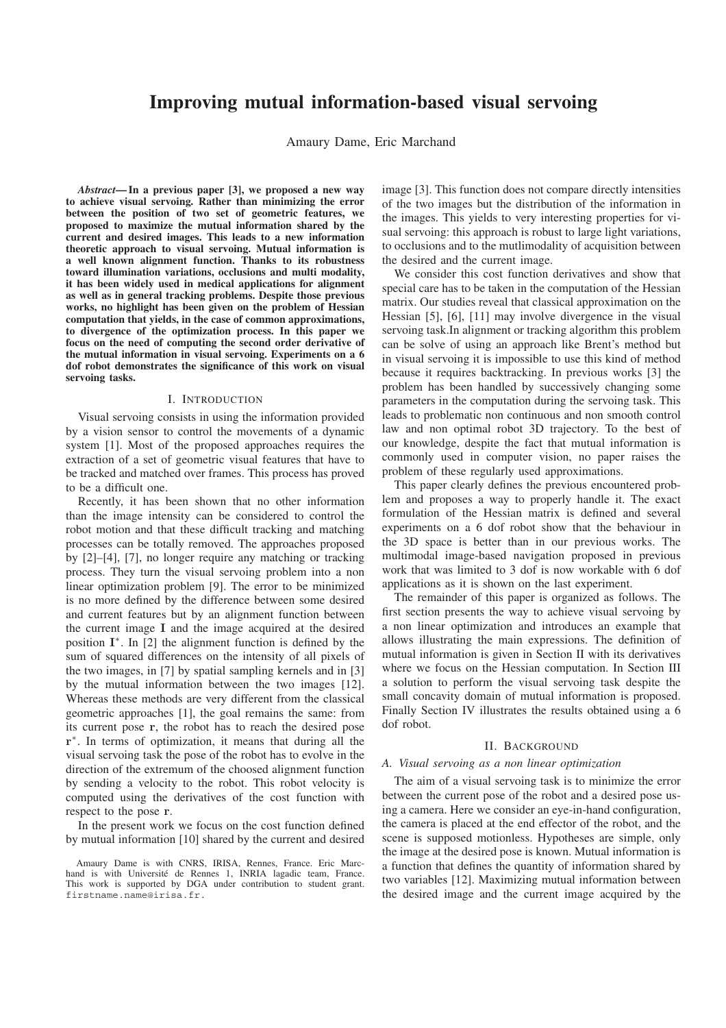# Improving mutual information-based visual servoing

Amaury Dame, Eric Marchand

***Abstract*— In a previous paper [3], we proposed a new way to achieve visual servoing. Rather than minimizing the error between the position of two set of geometric features, we proposed to maximize the mutual information shared by the current and desired images. This leads to a new information theoretic approach to visual servoing. Mutual information is a well known alignment function. Thanks to its robustness toward illumination variations, occlusions and multi modality, it has been widely used in medical applications for alignment as well as in general tracking problems. Despite those previous works, no highlight has been given on the problem of Hessian computation that yields, in the case of common approximations, to divergence of the optimization process. In this paper we focus on the need of computing the second order derivative of the mutual information in visual servoing. Experiments on a 6 dof robot demonstrates the significance of this work on visual servoing tasks.**

## I. Introduction

Visual servoing consists in using the information provided by a vision sensor to control the movements of a dynamic system [1]. Most of the proposed approaches requires the extraction of a set of geometric visual features that have to be tracked and matched over frames. This process has proved to be a difficult one.

Recently, it has been shown that no other information than the image intensity can be considered to control the robot motion and that these difficult tracking and matching processes can be totally removed. The approaches proposed by [2]–[4], [7], no longer require any matching or tracking process. They turn the visual servoing problem into a non linear optimization problem [9]. The error to be minimized is no more defined by the difference between some desired and current features but by an alignment function between the current image $\mathbf{I}$ and the image acquired at the desired position $\mathbf{I}^*$. In [2] the alignment function is defined by the sum of squared differences on the intensity of all pixels of the two images, in [7] by spatial sampling kernels and in [3] by the mutual information between the two images [12]. Whereas these methods are very different from the classical geometric approaches [1], the goal remains the same: from its current pose $\mathbf{r}$, the robot has to reach the desired pose $\mathbf{r}^*$. In terms of optimization, it means that during all the visual servoing task the pose of the robot has to evolve in the direction of the extremum of the choosed alignment function by sending a velocity to the robot. This robot velocity is computed using the derivatives of the cost function with respect to the pose $\mathbf{r}$.

In the present work we focus on the cost function defined by mutual information [10] shared by the current and desired image [3]. This function does not compare directly intensities of the two images but the distribution of the information in the images. This yields to very interesting properties for visual servoing: this approach is robust to large light variations, to occlusions and to the mutlimodality of acquisition between the desired and the current image.

We consider this cost function derivatives and show that special care has to be taken in the computation of the Hessian matrix. Our studies reveal that classical approximation on the Hessian [5], [6], [11] may involve divergence in the visual servoing task.In alignment or tracking algorithm this problem can be solve of using an approach like Brent's method but in visual servoing it is impossible to use this kind of method because it requires backtracking. In previous works [3] the problem has been handled by successively changing some parameters in the computation during the servoing task. This leads to problematic non continuous and non smooth control law and non optimal robot 3D trajectory. To the best of our knowledge, despite the fact that mutual information is commonly used in computer vision, no paper raises the problem of these regularly used approximations.

This paper clearly defines the previous encountered problem and proposes a way to properly handle it. The exact formulation of the Hessian matrix is defined and several experiments on a 6 dof robot show that the behaviour in the 3D space is better than in our previous works. The multimodal image-based navigation proposed in previous work that was limited to 3 dof is now workable with 6 dof applications as it is shown on the last experiment.

The remainder of this paper is organized as follows. The first section presents the way to achieve visual servoing by a non linear optimization and introduces an example that allows illustrating the main expressions. The definition of mutual information is given in Section II with its derivatives where we focus on the Hessian computation. In Section III a solution to perform the visual servoing task despite the small concavity domain of mutual information is proposed. Finally Section IV illustrates the results obtained using a 6 dof robot.

## II. Background

### A. Visual servoing as a non linear optimization

The aim of a visual servoing task is to minimize the error between the current pose of the robot and a desired pose using a camera. Here we consider an eye-in-hand configuration, the camera is placed at the end effector of the robot, and the scene is supposed motionless. Hypotheses are simple, only the image at the desired pose is known. Mutual information is a function that defines the quantity of information shared by two variables [12]. Maximizing mutual information between the desired image and the current image acquired by the

Amaury Dame is with CNRS, IRISA, Rennes, France. Eric Marchand is with Université de Rennes 1, INRIA lagadic team, France. This work is supported by DGA under contribution to student grant. firstname.name@irisa.fr.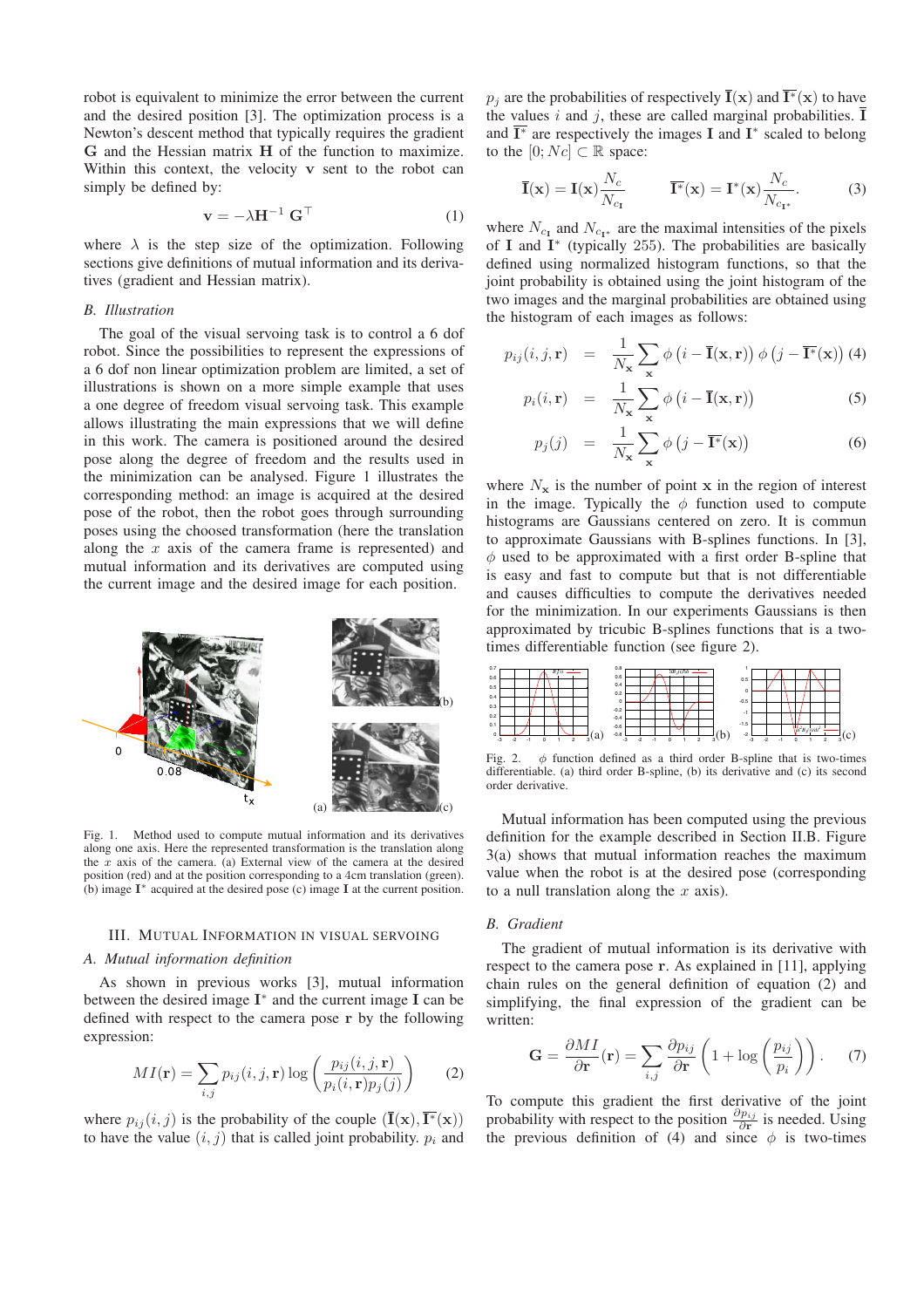robot is equivalent to minimize the error between the current and the desired position [3]. The optimization process is a Newton's descent method that typically requires the gradient $\mathbf{G}$ and the Hessian matrix $\mathbf{H}$ of the function to maximize. Within this context, the velocity $\mathbf{v}$ sent to the robot can simply be defined by:

$$\mathbf{v} = -\lambda \mathbf{H}^{-1}\, \mathbf{G}^{\top} \tag{1}$$

where $\lambda$ is the step size of the optimization. Following sections give definitions of mutual information and its derivatives (gradient and Hessian matrix).

### *B. Illustration*

The goal of the visual servoing task is to control a 6 dof robot. Since the possibilities to represent the expressions of a 6 dof non linear optimization problem are limited, a set of illustrations is shown on a more simple example that uses a one degree of freedom visual servoing task. This example allows illustrating the main expressions that we will define in this work. The camera is positioned around the desired pose along the degree of freedom and the results used in the minimization can be analysed. Figure 1 illustrates the corresponding method: an image is acquired at the desired pose of the robot, then the robot goes through surrounding poses using the choosed transformation (here the translation along the $x$ axis of the camera frame is represented) and mutual information and its derivatives are computed using the current image and the desired image for each position.

Fig. 1. Method used to compute mutual information and its derivatives along one axis. Here the represented transformation is the translation along the $x$ axis of the camera. (a) External view of the camera at the desired position (red) and at the position corresponding to a 4cm translation (green). (b) image $\mathbf{I}^*$ acquired at the desired pose (c) image $\mathbf{I}$ at the current position.

## III. Mutual Information in Visual Servoing

### *A. Mutual information definition*

As shown in previous works [3], mutual information between the desired image $\mathbf{I}^*$ and the current image $\mathbf{I}$ can be defined with respect to the camera pose $\mathbf{r}$ by the following expression:

$$MI(\mathbf{r}) = \sum_{i,j} p_{ij}(i,j,\mathbf{r}) \log\left(\frac{p_{ij}(i,j,\mathbf{r})}{p_i(i,\mathbf{r})p_j(j)}\right) \tag{2}$$

where $p_{ij}(i,j)$ is the probability of the couple $(\overline{\mathbf{I}}(\mathbf{x}), \overline{\mathbf{I}^*}(\mathbf{x}))$ to have the value $(i,j)$ that is called joint probability. $p_i$ and $p_j$ are the probabilities of respectively $\overline{\mathbf{I}}(\mathbf{x})$ and $\overline{\mathbf{I}^*}(\mathbf{x})$ to have the values $i$ and $j$, these are called marginal probabilities. $\overline{\mathbf{I}}$ and $\overline{\mathbf{I}^*}$ are respectively the images $\mathbf{I}$ and $\mathbf{I}^*$ scaled to belong to the $[0; Nc] \subset \mathbb{R}$ space:

$$\overline{\mathbf{I}}(\mathbf{x}) = \mathbf{I}(\mathbf{x})\frac{N_c}{N_{c_\mathbf{I}}} \qquad \overline{\mathbf{I}^*}(\mathbf{x}) = \mathbf{I}^*(\mathbf{x})\frac{N_c}{N_{c_{\mathbf{I}^*}}}. \tag{3}$$

where $N_{c_\mathbf{I}}$ and $N_{c_{\mathbf{I}^*}}$ are the maximal intensities of the pixels of $\mathbf{I}$ and $\mathbf{I}^*$ (typically 255). The probabilities are basically defined using normalized histogram functions, so that the joint probability is obtained using the joint histogram of the two images and the marginal probabilities are obtained using the histogram of each images as follows:

$$p_{ij}(i,j,\mathbf{r}) = \frac{1}{N_\mathbf{x}}\sum_{\mathbf{x}} \phi\left(i - \overline{\mathbf{I}}(\mathbf{x},\mathbf{r})\right)\phi\left(j - \overline{\mathbf{I}^*}(\mathbf{x})\right) \tag{4}$$

$$p_i(i,\mathbf{r}) = \frac{1}{N_\mathbf{x}}\sum_{\mathbf{x}} \phi\left(i - \overline{\mathbf{I}}(\mathbf{x},\mathbf{r})\right) \tag{5}$$

$$p_j(j) = \frac{1}{N_\mathbf{x}}\sum_{\mathbf{x}} \phi\left(j - \overline{\mathbf{I}^*}(\mathbf{x})\right) \tag{6}$$

where $N_\mathbf{x}$ is the number of point $\mathbf{x}$ in the region of interest in the image. Typically the $\phi$ function used to compute histograms are Gaussians centered on zero. It is commun to approximate Gaussians with B-splines functions. In [3], $\phi$ used to be approximated with a first order B-spline that is easy and fast to compute but that is not differentiable and causes difficulties to compute the derivatives needed for the minimization. In our experiments Gaussians is then approximated by tricubic B-splines functions that is a two-times differentiable function (see figure 2).

Fig. 2. $\phi$ function defined as a third order B-spline that is two-times differentiable. (a) third order B-spline, (b) its derivative and (c) its second order derivative.

Mutual information has been computed using the previous definition for the example described in Section II.B. Figure 3(a) shows that mutual information reaches the maximum value when the robot is at the desired pose (corresponding to a null translation along the $x$ axis).

### *B. Gradient*

The gradient of mutual information is its derivative with respect to the camera pose $\mathbf{r}$. As explained in [11], applying chain rules on the general definition of equation (2) and simplifying, the final expression of the gradient can be written:

$$\mathbf{G} = \frac{\partial MI}{\partial \mathbf{r}}(\mathbf{r}) = \sum_{i,j}\frac{\partial p_{ij}}{\partial \mathbf{r}}\left(1 + \log\left(\frac{p_{ij}}{p_i}\right)\right). \tag{7}$$

To compute this gradient the first derivative of the joint probability with respect to the position $\frac{\partial p_{ij}}{\partial \mathbf{r}}$ is needed. Using the previous definition of (4) and since $\phi$ is two-times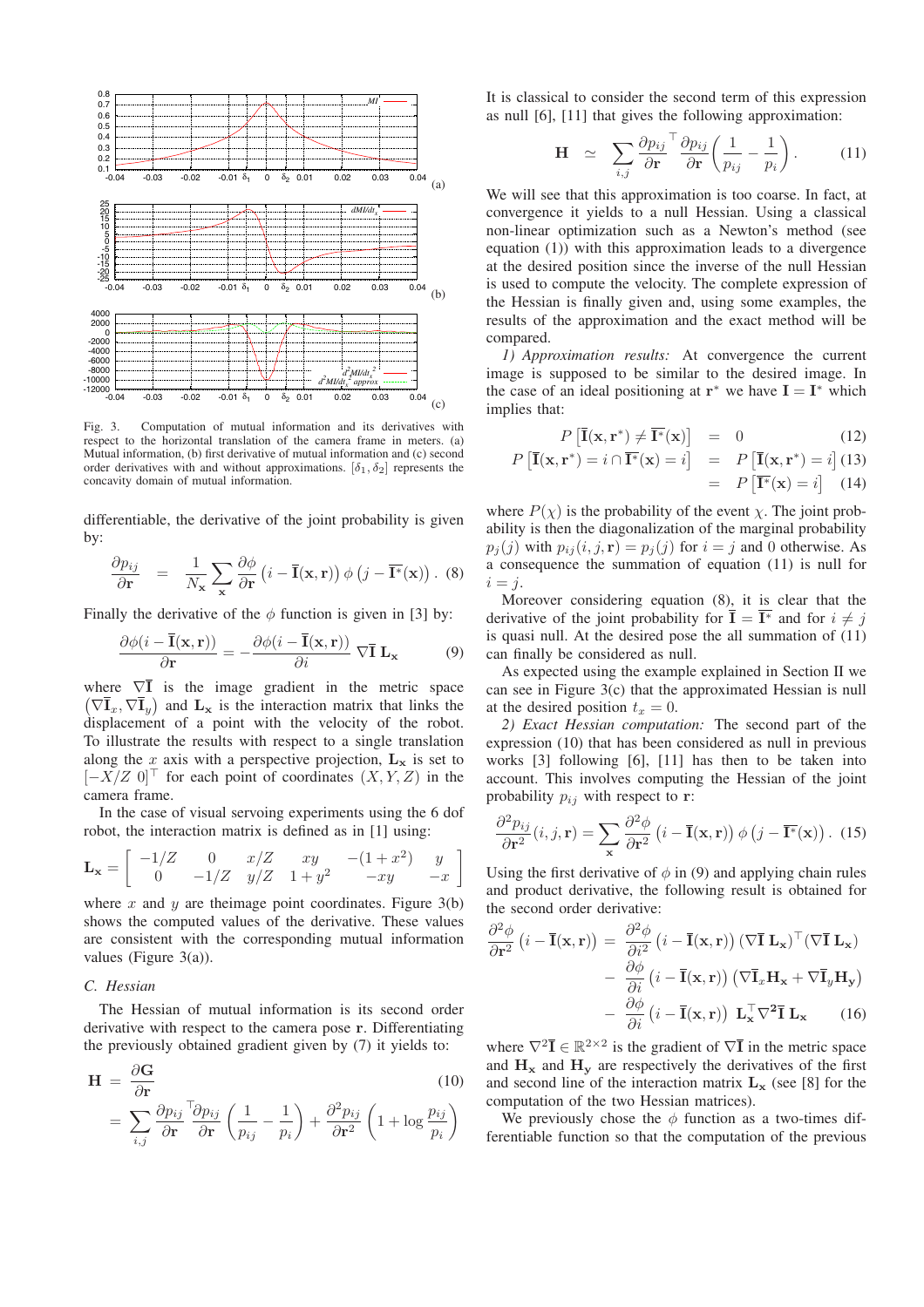Fig. 3. Computation of mutual information and its derivatives with respect to the horizontal translation of the camera frame in meters. (a) Mutual information, (b) first derivative of mutual information and (c) second order derivatives with and without approximations. $[\delta_1, \delta_2]$ represents the concavity domain of mutual information.

differentiable, the derivative of the joint probability is given by:

$$\frac{\partial p_{ij}}{\partial \mathbf{r}} = \frac{1}{N_{\mathbf{x}}} \sum_{\mathbf{x}} \frac{\partial \phi}{\partial \mathbf{r}} \left(i - \overline{\mathbf{I}}(\mathbf{x}, \mathbf{r})\right) \phi\left(j - \overline{\mathbf{I}^*}(\mathbf{x})\right). \quad (8)$$

Finally the derivative of the $\phi$ function is given in [3] by:

$$\frac{\partial \phi(i - \overline{\mathbf{I}}(\mathbf{x}, \mathbf{r}))}{\partial \mathbf{r}} = -\frac{\partial \phi(i - \overline{\mathbf{I}}(\mathbf{x}, \mathbf{r}))}{\partial i} \nabla \overline{\mathbf{I}}\, \mathbf{L}_{\mathbf{x}} \quad (9)$$

where $\nabla \overline{\mathbf{I}}$ is the image gradient in the metric space $\left(\nabla \overline{\mathbf{I}}_x, \nabla \overline{\mathbf{I}}_y\right)$ and $\mathbf{L}_{\mathbf{x}}$ is the interaction matrix that links the displacement of a point with the velocity of the robot. To illustrate the results with respect to a single translation along the $x$ axis with a perspective projection, $\mathbf{L}_{\mathbf{x}}$ is set to $[-X/Z \;\; 0]^\top$ for each point of coordinates $(X, Y, Z)$ in the camera frame.

In the case of visual servoing experiments using the 6 dof robot, the interaction matrix is defined as in [1] using:

$$\mathbf{L}_{\mathbf{x}} = \begin{bmatrix} -1/Z & 0 & x/Z & xy & -(1+x^2) & y \\ 0 & -1/Z & y/Z & 1+y^2 & -xy & -x \end{bmatrix}$$

where $x$ and $y$ are theimage point coordinates. Figure 3(b) shows the computed values of the derivative. These values are consistent with the corresponding mutual information values (Figure 3(a)).

### C. Hessian

The Hessian of mutual information is its second order derivative with respect to the camera pose $\mathbf{r}$. Differentiating the previously obtained gradient given by (7) it yields to:

$$\begin{aligned} \mathbf{H} &= \frac{\partial \mathbf{G}}{\partial \mathbf{r}} \quad (10) \\ &= \sum_{i,j} \frac{\partial p_{ij}}{\partial \mathbf{r}}^\top \frac{\partial p_{ij}}{\partial \mathbf{r}} \left(\frac{1}{p_{ij}} - \frac{1}{p_i}\right) + \frac{\partial^2 p_{ij}}{\partial \mathbf{r}^2} \left(1 + \log \frac{p_{ij}}{p_i}\right) \end{aligned}$$

It is classical to consider the second term of this expression as null [6], [11] that gives the following approximation:

$$\mathbf{H} \simeq \sum_{i,j} \frac{\partial p_{ij}}{\partial \mathbf{r}}^\top \frac{\partial p_{ij}}{\partial \mathbf{r}} \left(\frac{1}{p_{ij}} - \frac{1}{p_i}\right). \quad (11)$$

We will see that this approximation is too coarse. In fact, at convergence it yields to a null Hessian. Using a classical non-linear optimization such as a Newton's method (see equation (1)) with this approximation leads to a divergence at the desired position since the inverse of the null Hessian is used to compute the velocity. The complete expression of the Hessian is finally given and, using some examples, the results of the approximation and the exact method will be compared.

*1) Approximation results:* At convergence the current image is supposed to be similar to the desired image. In the case of an ideal positioning at $\mathbf{r}^*$ we have $\mathbf{I} = \mathbf{I}^*$ which implies that:

$$\begin{aligned} P\left[\overline{\mathbf{I}}(\mathbf{x}, \mathbf{r}^*) \neq \overline{\mathbf{I}^*}(\mathbf{x})\right] &= 0 \quad (12) \\ P\left[\overline{\mathbf{I}}(\mathbf{x}, \mathbf{r}^*) = i \cap \overline{\mathbf{I}^*}(\mathbf{x}) = i\right] &= P\left[\overline{\mathbf{I}}(\mathbf{x}, \mathbf{r}^*) = i\right] \quad (13) \\ &= P\left[\overline{\mathbf{I}^*}(\mathbf{x}) = i\right] \quad (14) \end{aligned}$$

where $P(\chi)$ is the probability of the event $\chi$. The joint probability is then the diagonalization of the marginal probability $p_j(j)$ with $p_{ij}(i, j, \mathbf{r}) = p_j(j)$ for $i = j$ and 0 otherwise. As a consequence the summation of equation (11) is null for $i = j$.

Moreover considering equation (8), it is clear that the derivative of the joint probability for $\overline{\mathbf{I}} = \overline{\mathbf{I}^*}$ and for $i \neq j$ is quasi null. At the desired pose the all summation of (11) can finally be considered as null.

As expected using the example explained in Section II we can see in Figure 3(c) that the approximated Hessian is null at the desired position $t_x = 0$.

*2) Exact Hessian computation:* The second part of the expression (10) that has been considered as null in previous works [3] following [6], [11] has then to be taken into account. This involves computing the Hessian of the joint probability $p_{ij}$ with respect to $\mathbf{r}$:

$$\frac{\partial^2 p_{ij}}{\partial \mathbf{r}^2}(i, j, \mathbf{r}) = \sum_{\mathbf{x}} \frac{\partial^2 \phi}{\partial \mathbf{r}^2} \left(i - \overline{\mathbf{I}}(\mathbf{x}, \mathbf{r})\right) \phi\left(j - \overline{\mathbf{I}^*}(\mathbf{x})\right). \quad (15)$$

Using the first derivative of $\phi$ in (9) and applying chain rules and product derivative, the following result is obtained for the second order derivative:

$$\begin{aligned} \frac{\partial^2 \phi}{\partial \mathbf{r}^2} \left(i - \overline{\mathbf{I}}(\mathbf{x}, \mathbf{r})\right) = \; & \frac{\partial^2 \phi}{\partial i^2} \left(i - \overline{\mathbf{I}}(\mathbf{x}, \mathbf{r})\right) (\nabla \overline{\mathbf{I}}\, \mathbf{L}_{\mathbf{x}})^\top (\nabla \overline{\mathbf{I}}\, \mathbf{L}_{\mathbf{x}}) \\ & - \frac{\partial \phi}{\partial i} \left(i - \overline{\mathbf{I}}(\mathbf{x}, \mathbf{r})\right) \left(\nabla \overline{\mathbf{I}}_x \mathbf{H}_{\mathbf{x}} + \nabla \overline{\mathbf{I}}_y \mathbf{H}_{\mathbf{y}}\right) \\ & - \frac{\partial \phi}{\partial i} \left(i - \overline{\mathbf{I}}(\mathbf{x}, \mathbf{r})\right) \mathbf{L}_{\mathbf{x}}^\top \nabla^2 \overline{\mathbf{I}}\, \mathbf{L}_{\mathbf{x}} \quad (16) \end{aligned}$$

where $\nabla^2 \overline{\mathbf{I}} \in \mathbb{R}^{2\times 2}$ is the gradient of $\nabla \overline{\mathbf{I}}$ in the metric space and $\mathbf{H}_{\mathbf{x}}$ and $\mathbf{H}_{\mathbf{y}}$ are respectively the derivatives of the first and second line of the interaction matrix $\mathbf{L}_{\mathbf{x}}$ (see [8] for the computation of the two Hessian matrices).

We previously chose the $\phi$ function as a two-times differentiable function so that the computation of the previous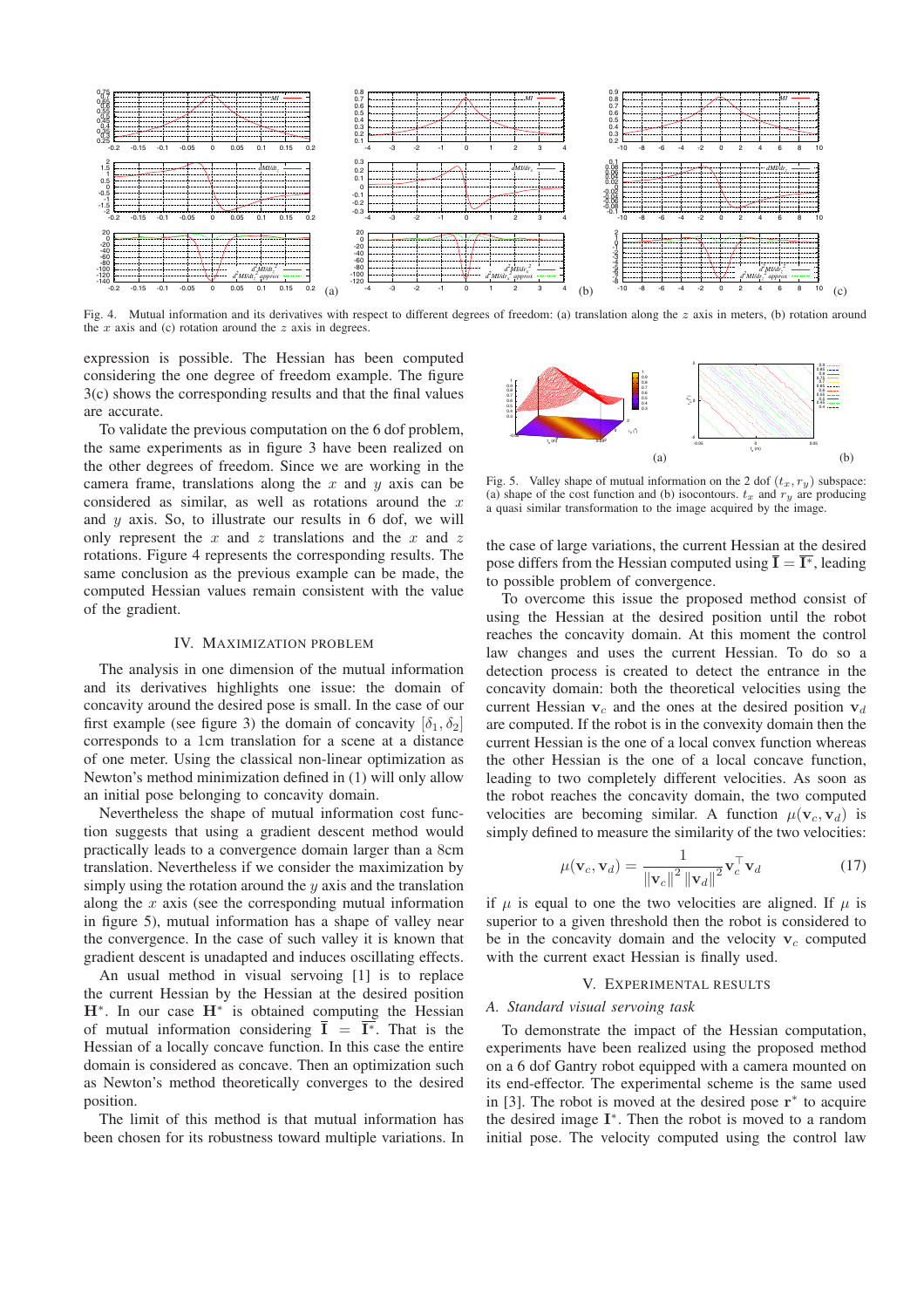Fig. 4. Mutual information and its derivatives with respect to different degrees of freedom: (a) translation along the $z$ axis in meters, (b) rotation around the $x$ axis and (c) rotation around the $z$ axis in degrees.

expression is possible. The Hessian has been computed considering the one degree of freedom example. The figure 3(c) shows the corresponding results and that the final values are accurate.

To validate the previous computation on the 6 dof problem, the same experiments as in figure 3 have been realized on the other degrees of freedom. Since we are working in the camera frame, translations along the $x$ and $y$ axis can be considered as similar, as well as rotations around the $x$ and $y$ axis. So, to illustrate our results in 6 dof, we will only represent the $x$ and $z$ translations and the $x$ and $z$ rotations. Figure 4 represents the corresponding results. The same conclusion as the previous example can be made, the computed Hessian values remain consistent with the value of the gradient.

## IV. Maximization problem

The analysis in one dimension of the mutual information and its derivatives highlights one issue: the domain of concavity around the desired pose is small. In the case of our first example (see figure 3) the domain of concavity $[\delta_1, \delta_2]$ corresponds to a 1cm translation for a scene at a distance of one meter. Using the classical non-linear optimization as Newton's method minimization defined in (1) will only allow an initial pose belonging to concavity domain.

Nevertheless the shape of mutual information cost function suggests that using a gradient descent method would practically leads to a convergence domain larger than a 8cm translation. Nevertheless if we consider the maximization by simply using the rotation around the $y$ axis and the translation along the $x$ axis (see the corresponding mutual information in figure 5), mutual information has a shape of valley near the convergence. In the case of such valley it is known that gradient descent is unadapted and induces oscillating effects.

An usual method in visual servoing [1] is to replace the current Hessian by the Hessian at the desired position $\mathbf{H}^*$. In our case $\mathbf{H}^*$ is obtained computing the Hessian of mutual information considering $\overline{\mathbf{I}} = \overline{\mathbf{I}^*}$. That is the Hessian of a locally concave function. In this case the entire domain is considered as concave. Then an optimization such as Newton's method theoretically converges to the desired position.

The limit of this method is that mutual information has been chosen for its robustness toward multiple variations. In the case of large variations, the current Hessian at the desired pose differs from the Hessian computed using $\overline{\mathbf{I}} = \overline{\mathbf{I}^*}$, leading to possible problem of convergence.

Fig. 5. Valley shape of mutual information on the 2 dof $(t_x, r_y)$ subspace: (a) shape of the cost function and (b) isocontours. $t_x$ and $r_y$ are producing a quasi similar transformation to the image acquired by the image.

To overcome this issue the proposed method consist of using the Hessian at the desired position until the robot reaches the concavity domain. At this moment the control law changes and uses the current Hessian. To do so a detection process is created to detect the entrance in the concavity domain: both the theoretical velocities using the current Hessian $\mathbf{v}_c$ and the ones at the desired position $\mathbf{v}_d$ are computed. If the robot is in the convexity domain then the current Hessian is the one of a local convex function whereas the other Hessian is the one of a local concave function, leading to two completely different velocities. As soon as the robot reaches the concavity domain, the two computed velocities are becoming similar. A function $\mu(\mathbf{v}_c, \mathbf{v}_d)$ is simply defined to measure the similarity of the two velocities:

$$\mu(\mathbf{v}_c, \mathbf{v}_d) = \frac{1}{\|\mathbf{v}_c\|^2 \|\mathbf{v}_d\|^2} \mathbf{v}_c^\top \mathbf{v}_d \tag{17}$$

if $\mu$ is equal to one the two velocities are aligned. If $\mu$ is superior to a given threshold then the robot is considered to be in the concavity domain and the velocity $\mathbf{v}_c$ computed with the current exact Hessian is finally used.

## V. Experimental results

### A. Standard visual servoing task

To demonstrate the impact of the Hessian computation, experiments have been realized using the proposed method on a 6 dof Gantry robot equipped with a camera mounted on its end-effector. The experimental scheme is the same used in [3]. The robot is moved at the desired pose $\mathbf{r}^*$ to acquire the desired image $\mathbf{I}^*$. Then the robot is moved to a random initial pose. The velocity computed using the control law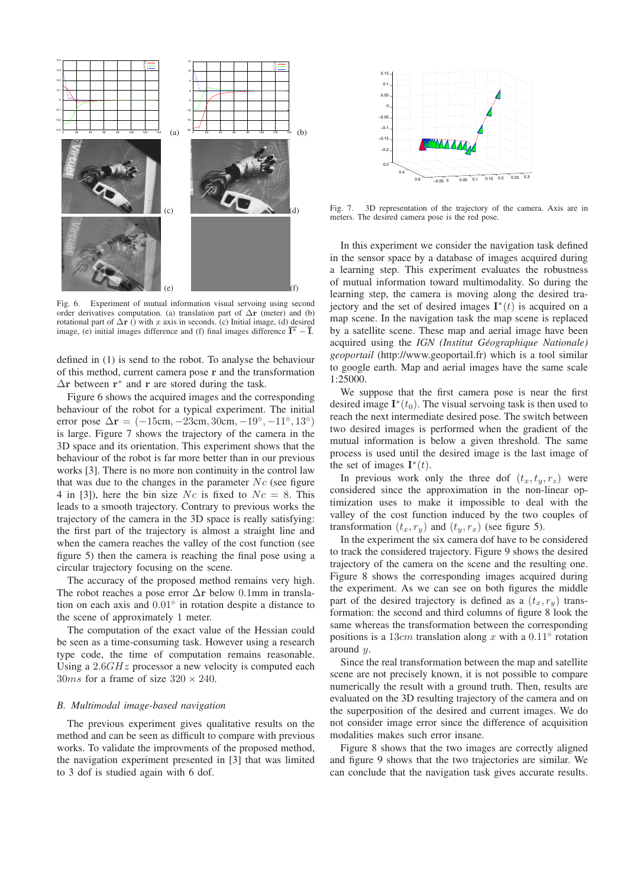Fig. 6. Experiment of mutual information visual servoing using second order derivatives computation. (a) translation part of $\Delta\mathbf{r}$ (meter) and (b) rotational part of $\Delta\mathbf{r}$ () with $x$ axis in seconds. (c) Initial image, (d) desired image, (e) initial images difference and (f) final images difference $\overline{\mathbf{I}^*} - \overline{\mathbf{I}}$.

defined in (1) is send to the robot. To analyse the behaviour of this method, current camera pose $\mathbf{r}$ and the transformation $\Delta\mathbf{r}$ between $\mathbf{r}^*$ and $\mathbf{r}$ are stored during the task.

Figure 6 shows the acquired images and the corresponding behaviour of the robot for a typical experiment. The initial error pose $\Delta\mathbf{r} = (-15\text{cm}, -23\text{cm}, 30\text{cm}, -19°, -11°, 13°)$ is large. Figure 7 shows the trajectory of the camera in the 3D space and its orientation. This experiment shows that the behaviour of the robot is far more better than in our previous works [3]. There is no more non continuity in the control law that was due to the changes in the parameter $Nc$ (see figure 4 in [3]), here the bin size $Nc$ is fixed to $Nc = 8$. This leads to a smooth trajectory. Contrary to previous works the trajectory of the camera in the 3D space is really satisfying: the first part of the trajectory is almost a straight line and when the camera reaches the valley of the cost function (see figure 5) then the camera is reaching the final pose using a circular trajectory focusing on the scene.

The accuracy of the proposed method remains very high. The robot reaches a pose error $\Delta\mathbf{r}$ below $0.1$mm in translation on each axis and $0.01°$ in rotation despite a distance to the scene of approximately $1$ meter.

The computation of the exact value of the Hessian could be seen as a time-consuming task. However using a research type code, the time of computation remains reasonable. Using a $2.6GHz$ processor a new velocity is computed each $30ms$ for a frame of size $320 \times 240$.

### B. Multimodal image-based navigation

The previous experiment gives qualitative results on the method and can be seen as difficult to compare with previous works. To validate the improvments of the proposed method, the navigation experiment presented in [3] that was limited to 3 dof is studied again with 6 dof.

Fig. 7. 3D representation of the trajectory of the camera. Axis are in meters. The desired camera pose is the red pose.

In this experiment we consider the navigation task defined in the sensor space by a database of images acquired during a learning step. This experiment evaluates the robustness of mutual information toward multimodality. So during the learning step, the camera is moving along the desired trajectory and the set of desired images $\mathbf{I}^*(t)$ is acquired on a map scene. In the navigation task the map scene is replaced by a satellite scene. These map and aerial image have been acquired using the *IGN (Institut Géographique Nationale) geoportail* (http://www.geoportail.fr) which is a tool similar to google earth. Map and aerial images have the same scale 1:25000.

We suppose that the first camera pose is near the first desired image $\mathbf{I}^*(t_0)$. The visual servoing task is then used to reach the next intermediate desired pose. The switch between two desired images is performed when the gradient of the mutual information is below a given threshold. The same process is used until the desired image is the last image of the set of images $\mathbf{I}^*(t)$.

In previous work only the three dof $(t_x, t_y, r_z)$ were considered since the approximation in the non-linear optimization uses to make it impossible to deal with the valley of the cost function induced by the two couples of transformation $(t_x, r_y)$ and $(t_y, r_x)$ (see figure 5).

In the experiment the six camera dof have to be considered to track the considered trajectory. Figure 9 shows the desired trajectory of the camera on the scene and the resulting one. Figure 8 shows the corresponding images acquired during the experiment. As we can see on both figures the middle part of the desired trajectory is defined as a $(t_x, r_y)$ transformation: the second and third columns of figure 8 look the same whereas the transformation between the corresponding positions is a $13cm$ translation along $x$ with a $0.11°$ rotation around $y$.

Since the real transformation between the map and satellite scene are not precisely known, it is not possible to compare numerically the result with a ground truth. Then, results are evaluated on the 3D resulting trajectory of the camera and on the superposition of the desired and current images. We do not consider image error since the difference of acquisition modalities makes such error insane.

Figure 8 shows that the two images are correctly aligned and figure 9 shows that the two trajectories are similar. We can conclude that the navigation task gives accurate results.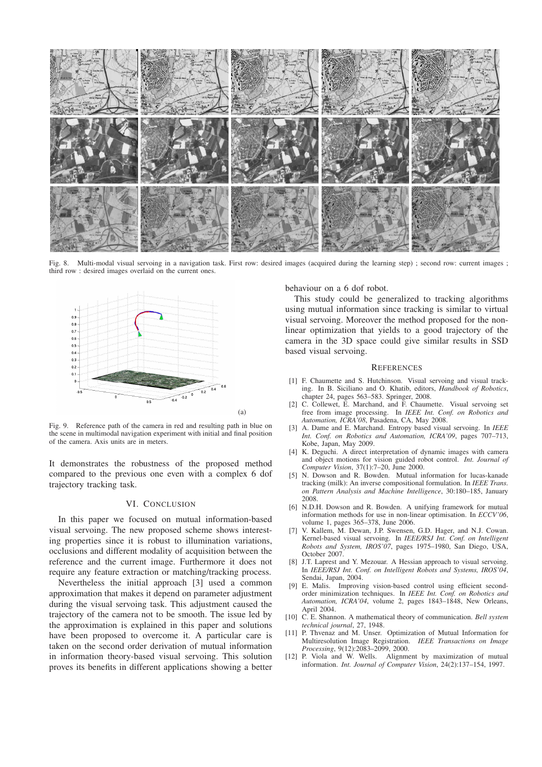Fig. 8. Multi-modal visual servoing in a navigation task. First row: desired images (acquired during the learning step) ; second row: current images ; third row : desired images overlaid on the current ones.

1
0.9
0.8
0.7
0.6
0.5
0.4
0.3
0.2
0.1
0
-0.5
0
0.5
-0.4
-0.2
0
0.2
0.4
0.6

(a)

Fig. 9. Reference path of the camera in red and resulting path in blue on the scene in multimodal navigation experiment with initial and final position of the camera. Axis units are in meters.

It demonstrates the robustness of the proposed method compared to the previous one even with a complex 6 dof trajectory tracking task.

## VI. Conclusion

In this paper we focused on mutual information-based visual servoing. The new proposed scheme shows interesting properties since it is robust to illumination variations, occlusions and different modality of acquisition between the reference and the current image. Furthermore it does not require any feature extraction or matching/tracking process.

Nevertheless the initial approach [3] used a common approximation that makes it depend on parameter adjustment during the visual servoing task. This adjustment caused the trajectory of the camera not to be smooth. The issue led by the approximation is explained in this paper and solutions have been proposed to overcome it. A particular care is taken on the second order derivation of mutual information in information theory-based visual servoing. This solution proves its benefits in different applications showing a better behaviour on a 6 dof robot.

This study could be generalized to tracking algorithms using mutual information since tracking is similar to virtual visual servoing. Moreover the method proposed for the non-linear optimization that yields to a good trajectory of the camera in the 3D space could give similar results in SSD based visual servoing.

## References

[1] F. Chaumette and S. Hutchinson. Visual servoing and visual tracking. In B. Siciliano and O. Khatib, editors, *Handbook of Robotics*, chapter 24, pages 563–583. Springer, 2008.

[2] C. Collewet, E. Marchand, and F. Chaumette. Visual servoing set free from image processing. In *IEEE Int. Conf. on Robotics and Automation, ICRA'08*, Pasadena, CA, May 2008.

[3] A. Dame and E. Marchand. Entropy based visual servoing. In *IEEE Int. Conf. on Robotics and Automation, ICRA'09*, pages 707–713, Kobe, Japan, May 2009.

[4] K. Deguchi. A direct interpretation of dynamic images with camera and object motions for vision guided robot control. *Int. Journal of Computer Vision*, 37(1):7–20, June 2000.

[5] N. Dowson and R. Bowden. Mutual information for lucas-kanade tracking (milk): An inverse compositional formulation. In *IEEE Trans. on Pattern Analysis and Machine Intelligence*, 30:180–185, January 2008.

[6] N.D.H. Dowson and R. Bowden. A unifying framework for mutual information methods for use in non-linear optimisation. In *ECCV'06*, volume 1, pages 365–378, June 2006.

[7] V. Kallem, M. Dewan, J.P. Swensen, G.D. Hager, and N.J. Cowan. Kernel-based visual servoing. In *IEEE/RSJ Int. Conf. on Intelligent Robots and System, IROS'07*, pages 1975–1980, San Diego, USA, October 2007.

[8] J.T. Lapresté and Y. Mezouar. A Hessian approach to visual servoing. In *IEEE/RSJ Int. Conf. on Intelligent Robots and Systems, IROS'04*, Sendai, Japan, 2004.

[9] E. Malis. Improving vision-based control using efficient second-order minimization techniques. In *IEEE Int. Conf. on Robotics and Automation, ICRA'04*, volume 2, pages 1843–1848, New Orleans, April 2004.

[10] C. E. Shannon. A mathematical theory of communication. *Bell system technical journal*, 27, 1948.

[11] P. Thevenaz and M. Unser. Optimization of Mutual Information for Multiresolution Image Registration. *IEEE Transactions on Image Processing*, 9(12):2083–2099, 2000.

[12] P. Viola and W. Wells. Alignment by maximization of mutual information. *Int. Journal of Computer Vision*, 24(2):137–154, 1997.